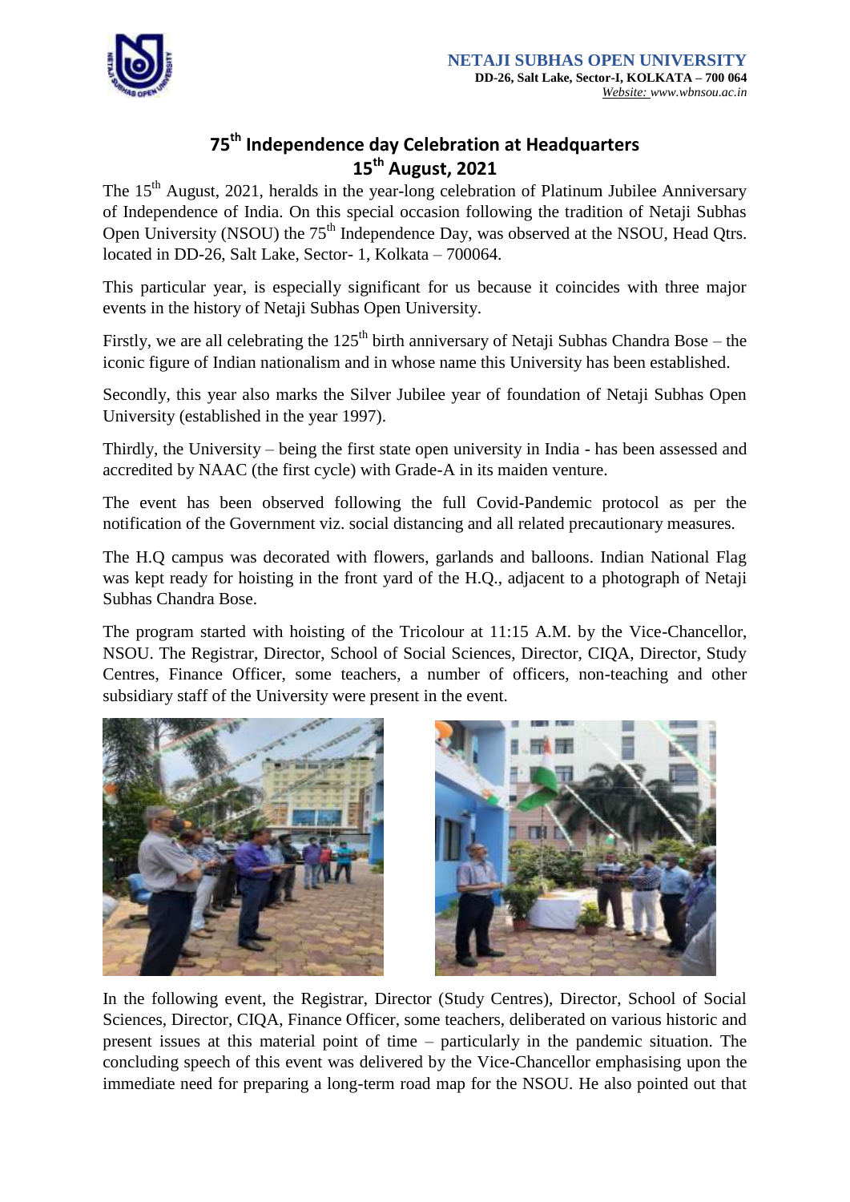NETAJI SUBHAS OPEN UNIVERSITY
**DD-26, Salt Lake, Sector-I, KOLKATA – 700 064**
*Website: www.wbnsou.ac.in*

# 75th Independence day Celebration at Headquarters
## 15th August, 2021

The 15th August, 2021, heralds in the year-long celebration of Platinum Jubilee Anniversary of Independence of India. On this special occasion following the tradition of Netaji Subhas Open University (NSOU) the 75th Independence Day, was observed at the NSOU, Head Qtrs. located in DD-26, Salt Lake, Sector- 1, Kolkata – 700064.

This particular year, is especially significant for us because it coincides with three major events in the history of Netaji Subhas Open University.

Firstly, we are all celebrating the 125th birth anniversary of Netaji Subhas Chandra Bose – the iconic figure of Indian nationalism and in whose name this University has been established.

Secondly, this year also marks the Silver Jubilee year of foundation of Netaji Subhas Open University (established in the year 1997).

Thirdly, the University – being the first state open university in India - has been assessed and accredited by NAAC (the first cycle) with Grade-A in its maiden venture.

The event has been observed following the full Covid-Pandemic protocol as per the notification of the Government viz. social distancing and all related precautionary measures.

The H.Q campus was decorated with flowers, garlands and balloons. Indian National Flag was kept ready for hoisting in the front yard of the H.Q., adjacent to a photograph of Netaji Subhas Chandra Bose.

The program started with hoisting of the Tricolour at 11:15 A.M. by the Vice-Chancellor, NSOU. The Registrar, Director, School of Social Sciences, Director, CIQA, Director, Study Centres, Finance Officer, some teachers, a number of officers, non-teaching and other subsidiary staff of the University were present in the event.

In the following event, the Registrar, Director (Study Centres), Director, School of Social Sciences, Director, CIQA, Finance Officer, some teachers, deliberated on various historic and present issues at this material point of time – particularly in the pandemic situation. The concluding speech of this event was delivered by the Vice-Chancellor emphasising upon the immediate need for preparing a long-term road map for the NSOU. He also pointed out that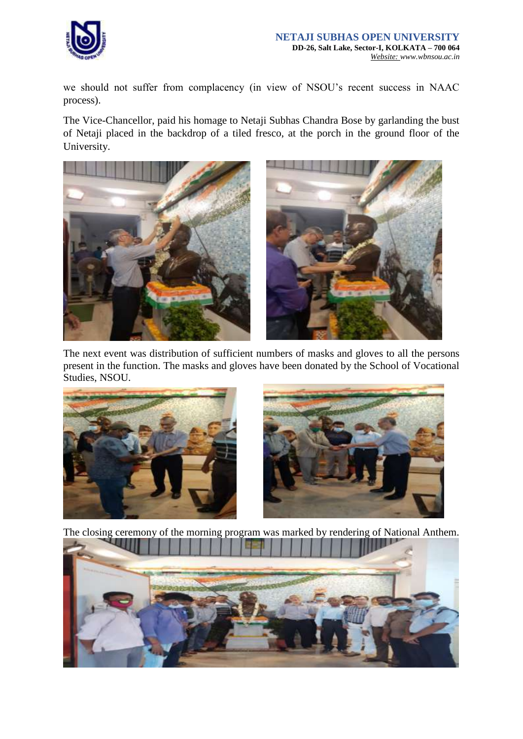we should not suffer from complacency (in view of NSOU's recent success in NAAC process).

The Vice-Chancellor, paid his homage to Netaji Subhas Chandra Bose by garlanding the bust of Netaji placed in the backdrop of a tiled fresco, at the porch in the ground floor of the University.

The next event was distribution of sufficient numbers of masks and gloves to all the persons present in the function. The masks and gloves have been donated by the School of Vocational Studies, NSOU.

The closing ceremony of the morning program was marked by rendering of National Anthem.